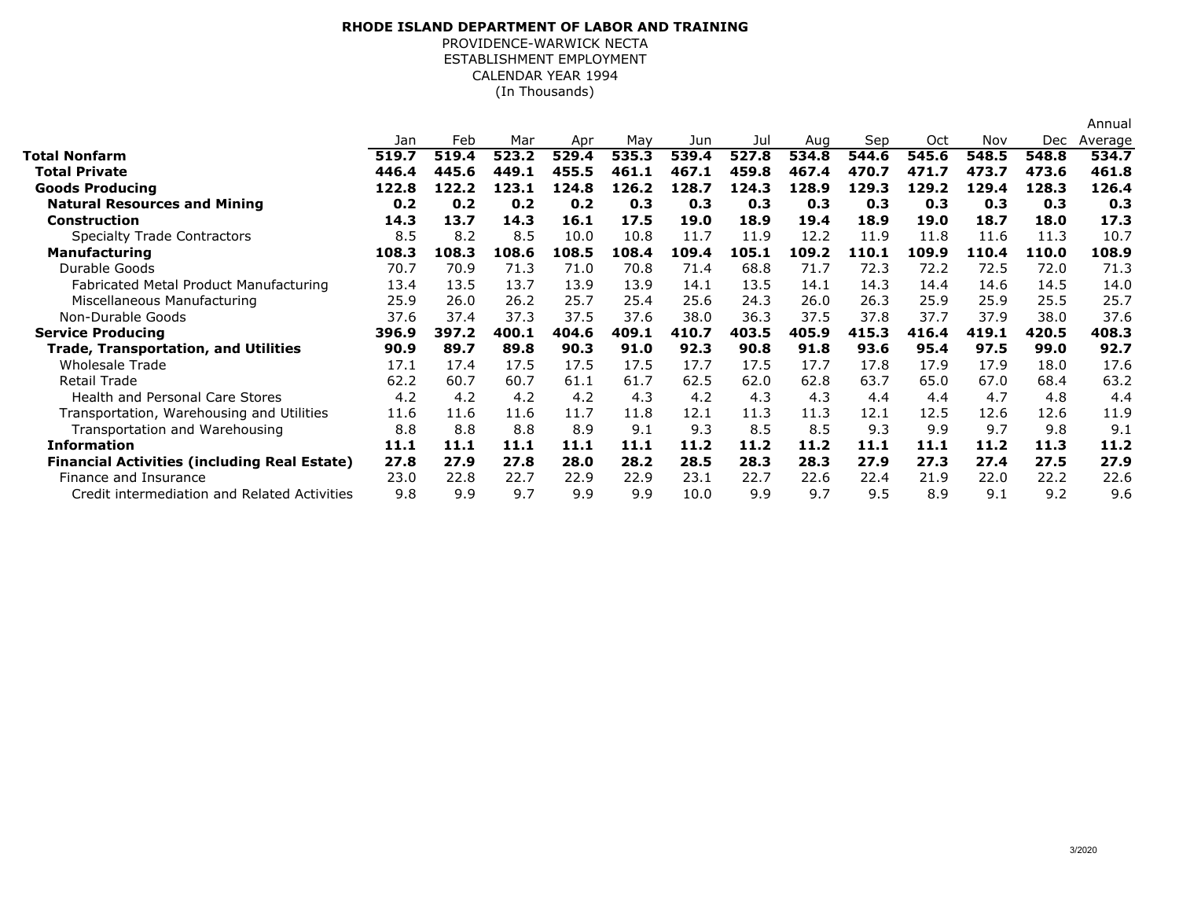**RHODE ISLAND DEPARTMENT OF LABOR AND TRAINING**
PROVIDENCE-WARWICK NECTA
ESTABLISHMENT EMPLOYMENT
CALENDAR YEAR 1994
(In Thousands)

| | Jan | Feb | Mar | Apr | May | Jun | Jul | Aug | Sep | Oct | Nov | Dec | Annual Average |
|---|---|---|---|---|---|---|---|---|---|---|---|---|---|
| **Total Nonfarm** | **519.7** | **519.4** | **523.2** | **529.4** | **535.3** | **539.4** | **527.8** | **534.8** | **544.6** | **545.6** | **548.5** | **548.8** | **534.7** |
| **Total Private** | **446.4** | **445.6** | **449.1** | **455.5** | **461.1** | **467.1** | **459.8** | **467.4** | **470.7** | **471.7** | **473.7** | **473.6** | **461.8** |
| **Goods Producing** | **122.8** | **122.2** | **123.1** | **124.8** | **126.2** | **128.7** | **124.3** | **128.9** | **129.3** | **129.2** | **129.4** | **128.3** | **126.4** |
| **Natural Resources and Mining** | **0.2** | **0.2** | **0.2** | **0.2** | **0.3** | **0.3** | **0.3** | **0.3** | **0.3** | **0.3** | **0.3** | **0.3** | **0.3** |
| **Construction** | **14.3** | **13.7** | **14.3** | **16.1** | **17.5** | **19.0** | **18.9** | **19.4** | **18.9** | **19.0** | **18.7** | **18.0** | **17.3** |
| Specialty Trade Contractors | 8.5 | 8.2 | 8.5 | 10.0 | 10.8 | 11.7 | 11.9 | 12.2 | 11.9 | 11.8 | 11.6 | 11.3 | 10.7 |
| **Manufacturing** | **108.3** | **108.3** | **108.6** | **108.5** | **108.4** | **109.4** | **105.1** | **109.2** | **110.1** | **109.9** | **110.4** | **110.0** | **108.9** |
| Durable Goods | 70.7 | 70.9 | 71.3 | 71.0 | 70.8 | 71.4 | 68.8 | 71.7 | 72.3 | 72.2 | 72.5 | 72.0 | 71.3 |
| Fabricated Metal Product Manufacturing | 13.4 | 13.5 | 13.7 | 13.9 | 13.9 | 14.1 | 13.5 | 14.1 | 14.3 | 14.4 | 14.6 | 14.5 | 14.0 |
| Miscellaneous Manufacturing | 25.9 | 26.0 | 26.2 | 25.7 | 25.4 | 25.6 | 24.3 | 26.0 | 26.3 | 25.9 | 25.9 | 25.5 | 25.7 |
| Non-Durable Goods | 37.6 | 37.4 | 37.3 | 37.5 | 37.6 | 38.0 | 36.3 | 37.5 | 37.8 | 37.7 | 37.9 | 38.0 | 37.6 |
| **Service Producing** | **396.9** | **397.2** | **400.1** | **404.6** | **409.1** | **410.7** | **403.5** | **405.9** | **415.3** | **416.4** | **419.1** | **420.5** | **408.3** |
| **Trade, Transportation, and Utilities** | **90.9** | **89.7** | **89.8** | **90.3** | **91.0** | **92.3** | **90.8** | **91.8** | **93.6** | **95.4** | **97.5** | **99.0** | **92.7** |
| Wholesale Trade | 17.1 | 17.4 | 17.5 | 17.5 | 17.5 | 17.7 | 17.5 | 17.7 | 17.8 | 17.9 | 17.9 | 18.0 | 17.6 |
| Retail Trade | 62.2 | 60.7 | 60.7 | 61.1 | 61.7 | 62.5 | 62.0 | 62.8 | 63.7 | 65.0 | 67.0 | 68.4 | 63.2 |
| Health and Personal Care Stores | 4.2 | 4.2 | 4.2 | 4.2 | 4.3 | 4.2 | 4.3 | 4.3 | 4.4 | 4.4 | 4.7 | 4.8 | 4.4 |
| Transportation, Warehousing and Utilities | 11.6 | 11.6 | 11.6 | 11.7 | 11.8 | 12.1 | 11.3 | 11.3 | 12.1 | 12.5 | 12.6 | 12.6 | 11.9 |
| Transportation and Warehousing | 8.8 | 8.8 | 8.8 | 8.9 | 9.1 | 9.3 | 8.5 | 8.5 | 9.3 | 9.9 | 9.7 | 9.8 | 9.1 |
| **Information** | **11.1** | **11.1** | **11.1** | **11.1** | **11.1** | **11.2** | **11.2** | **11.2** | **11.1** | **11.1** | **11.2** | **11.3** | **11.2** |
| **Financial Activities (including Real Estate)** | **27.8** | **27.9** | **27.8** | **28.0** | **28.2** | **28.5** | **28.3** | **28.3** | **27.9** | **27.3** | **27.4** | **27.5** | **27.9** |
| Finance and Insurance | 23.0 | 22.8 | 22.7 | 22.9 | 22.9 | 23.1 | 22.7 | 22.6 | 22.4 | 21.9 | 22.0 | 22.2 | 22.6 |
| Credit intermediation and Related Activities | 9.8 | 9.9 | 9.7 | 9.9 | 9.9 | 10.0 | 9.9 | 9.7 | 9.5 | 8.9 | 9.1 | 9.2 | 9.6 |

3/2020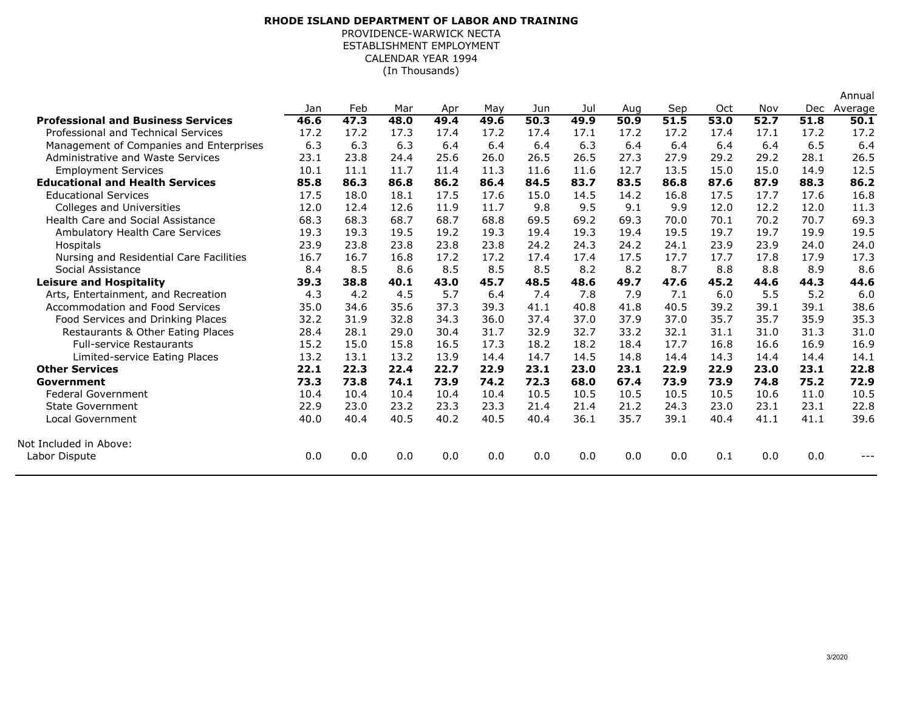**RHODE ISLAND DEPARTMENT OF LABOR AND TRAINING**
PROVIDENCE-WARWICK NECTA
ESTABLISHMENT EMPLOYMENT
CALENDAR YEAR 1994
(In Thousands)

| | Jan | Feb | Mar | Apr | May | Jun | Jul | Aug | Sep | Oct | Nov | Dec | Annual Average |
|---|---|---|---|---|---|---|---|---|---|---|---|---|---|
| **Professional and Business Services** | **46.6** | **47.3** | **48.0** | **49.4** | **49.6** | **50.3** | **49.9** | **50.9** | **51.5** | **53.0** | **52.7** | **51.8** | **50.1** |
| Professional and Technical Services | 17.2 | 17.2 | 17.3 | 17.4 | 17.2 | 17.4 | 17.1 | 17.2 | 17.2 | 17.4 | 17.1 | 17.2 | 17.2 |
| Management of Companies and Enterprises | 6.3 | 6.3 | 6.3 | 6.4 | 6.4 | 6.4 | 6.3 | 6.4 | 6.4 | 6.4 | 6.4 | 6.5 | 6.4 |
| Administrative and Waste Services | 23.1 | 23.8 | 24.4 | 25.6 | 26.0 | 26.5 | 26.5 | 27.3 | 27.9 | 29.2 | 29.2 | 28.1 | 26.5 |
| Employment Services | 10.1 | 11.1 | 11.7 | 11.4 | 11.3 | 11.6 | 11.6 | 12.7 | 13.5 | 15.0 | 15.0 | 14.9 | 12.5 |
| **Educational and Health Services** | **85.8** | **86.3** | **86.8** | **86.2** | **86.4** | **84.5** | **83.7** | **83.5** | **86.8** | **87.6** | **87.9** | **88.3** | **86.2** |
| Educational Services | 17.5 | 18.0 | 18.1 | 17.5 | 17.6 | 15.0 | 14.5 | 14.2 | 16.8 | 17.5 | 17.7 | 17.6 | 16.8 |
| Colleges and Universities | 12.0 | 12.4 | 12.6 | 11.9 | 11.7 | 9.8 | 9.5 | 9.1 | 9.9 | 12.0 | 12.2 | 12.0 | 11.3 |
| Health Care and Social Assistance | 68.3 | 68.3 | 68.7 | 68.7 | 68.8 | 69.5 | 69.2 | 69.3 | 70.0 | 70.1 | 70.2 | 70.7 | 69.3 |
| Ambulatory Health Care Services | 19.3 | 19.3 | 19.5 | 19.2 | 19.3 | 19.4 | 19.3 | 19.4 | 19.5 | 19.7 | 19.7 | 19.9 | 19.5 |
| Hospitals | 23.9 | 23.8 | 23.8 | 23.8 | 23.8 | 24.2 | 24.3 | 24.2 | 24.1 | 23.9 | 23.9 | 24.0 | 24.0 |
| Nursing and Residential Care Facilities | 16.7 | 16.7 | 16.8 | 17.2 | 17.2 | 17.4 | 17.4 | 17.5 | 17.7 | 17.7 | 17.8 | 17.9 | 17.3 |
| Social Assistance | 8.4 | 8.5 | 8.6 | 8.5 | 8.5 | 8.5 | 8.2 | 8.2 | 8.7 | 8.8 | 8.8 | 8.9 | 8.6 |
| **Leisure and Hospitality** | **39.3** | **38.8** | **40.1** | **43.0** | **45.7** | **48.5** | **48.6** | **49.7** | **47.6** | **45.2** | **44.6** | **44.3** | **44.6** |
| Arts, Entertainment, and Recreation | 4.3 | 4.2 | 4.5 | 5.7 | 6.4 | 7.4 | 7.8 | 7.9 | 7.1 | 6.0 | 5.5 | 5.2 | 6.0 |
| Accommodation and Food Services | 35.0 | 34.6 | 35.6 | 37.3 | 39.3 | 41.1 | 40.8 | 41.8 | 40.5 | 39.2 | 39.1 | 39.1 | 38.6 |
| Food Services and Drinking Places | 32.2 | 31.9 | 32.8 | 34.3 | 36.0 | 37.4 | 37.0 | 37.9 | 37.0 | 35.7 | 35.7 | 35.9 | 35.3 |
| Restaurants & Other Eating Places | 28.4 | 28.1 | 29.0 | 30.4 | 31.7 | 32.9 | 32.7 | 33.2 | 32.1 | 31.1 | 31.0 | 31.3 | 31.0 |
| Full-service Restaurants | 15.2 | 15.0 | 15.8 | 16.5 | 17.3 | 18.2 | 18.2 | 18.4 | 17.7 | 16.8 | 16.6 | 16.9 | 16.9 |
| Limited-service Eating Places | 13.2 | 13.1 | 13.2 | 13.9 | 14.4 | 14.7 | 14.5 | 14.8 | 14.4 | 14.3 | 14.4 | 14.4 | 14.1 |
| **Other Services** | **22.1** | **22.3** | **22.4** | **22.7** | **22.9** | **23.1** | **23.0** | **23.1** | **22.9** | **22.9** | **23.0** | **23.1** | **22.8** |
| **Government** | **73.3** | **73.8** | **74.1** | **73.9** | **74.2** | **72.3** | **68.0** | **67.4** | **73.9** | **73.9** | **74.8** | **75.2** | **72.9** |
| Federal Government | 10.4 | 10.4 | 10.4 | 10.4 | 10.4 | 10.5 | 10.5 | 10.5 | 10.5 | 10.5 | 10.6 | 11.0 | 10.5 |
| State Government | 22.9 | 23.0 | 23.2 | 23.3 | 23.3 | 21.4 | 21.4 | 21.2 | 24.3 | 23.0 | 23.1 | 23.1 | 22.8 |
| Local Government | 40.0 | 40.4 | 40.5 | 40.2 | 40.5 | 40.4 | 36.1 | 35.7 | 39.1 | 40.4 | 41.1 | 41.1 | 39.6 |
| Not Included in Above: | | | | | | | | | | | | | |
| Labor Dispute | 0.0 | 0.0 | 0.0 | 0.0 | 0.0 | 0.0 | 0.0 | 0.0 | 0.0 | 0.1 | 0.0 | 0.0 | --- |

3/2020